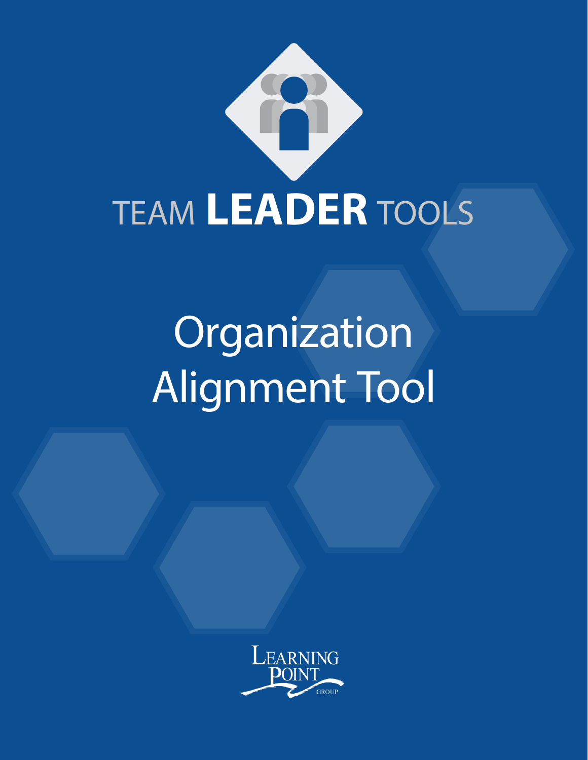TEAM **LEADER** TOOLS

# Organization Alignment Tool

LEARNING POINT GROUP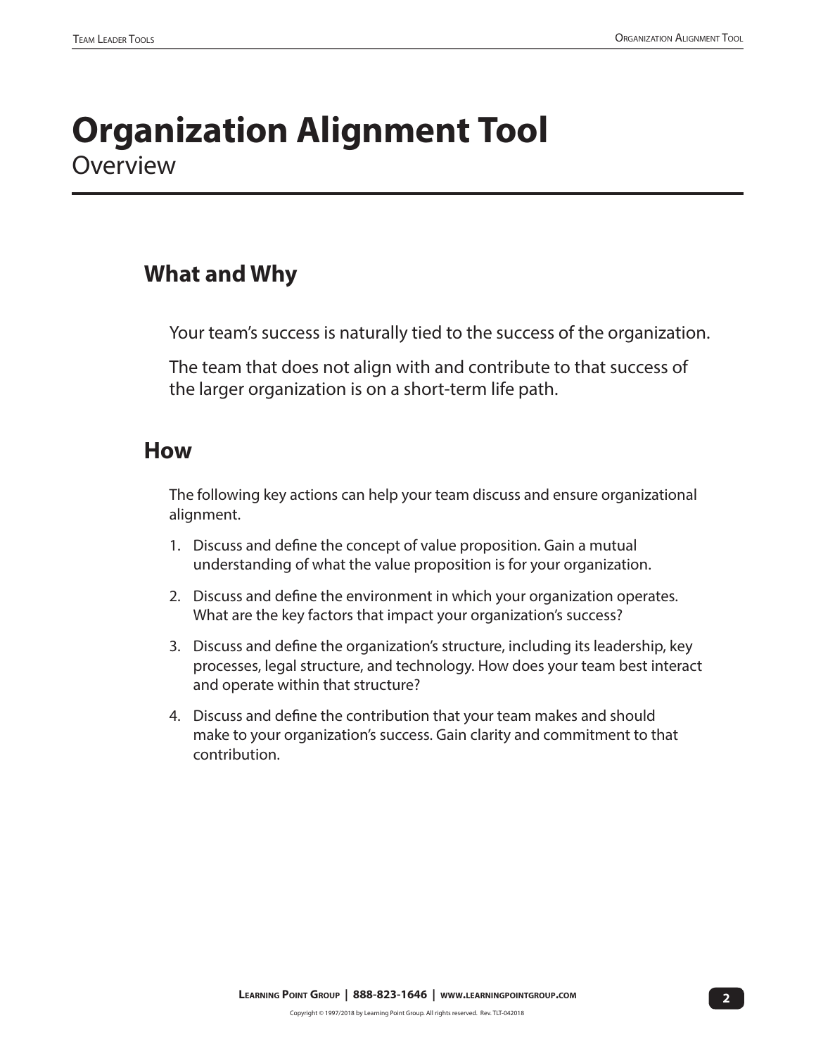# Organization Alignment Tool

Overview

## What and Why

Your team's success is naturally tied to the success of the organization.

The team that does not align with and contribute to that success of the larger organization is on a short-term life path.

## How

The following key actions can help your team discuss and ensure organizational alignment.

1. Discuss and define the concept of value proposition. Gain a mutual understanding of what the value proposition is for your organization.
2. Discuss and define the environment in which your organization operates. What are the key factors that impact your organization's success?
3. Discuss and define the organization's structure, including its leadership, key processes, legal structure, and technology. How does your team best interact and operate within that structure?
4. Discuss and define the contribution that your team makes and should make to your organization's success. Gain clarity and commitment to that contribution.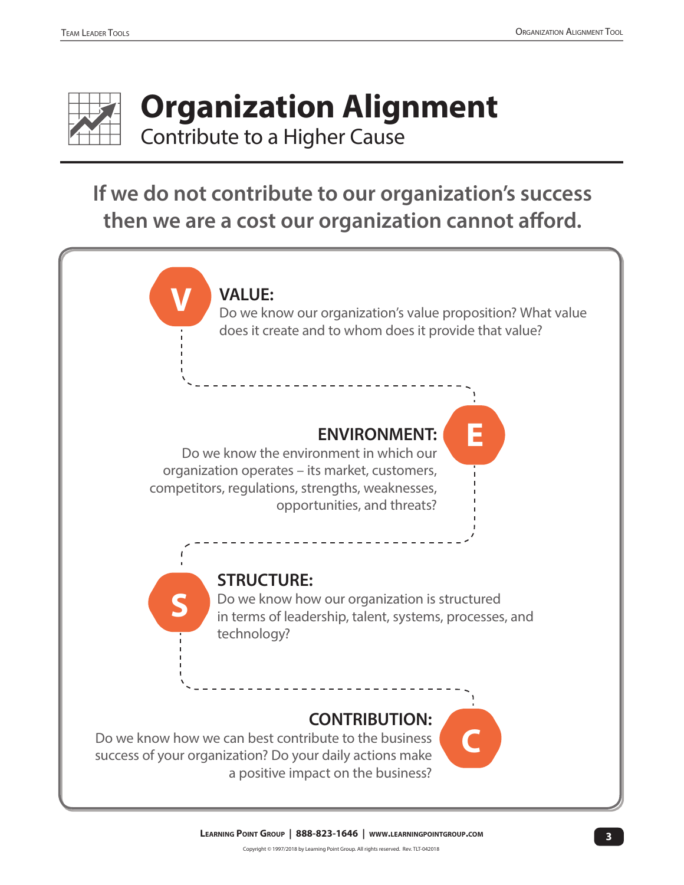# Organization Alignment

## Contribute to a Higher Cause

**If we do not contribute to our organization's success then we are a cost our organization cannot afford.**

**V**

### VALUE:

Do we know our organization's value proposition? What value does it create and to whom does it provide that value?

**E**

### ENVIRONMENT:

Do we know the environment in which our organization operates – its market, customers, competitors, regulations, strengths, weaknesses, opportunities, and threats?

**S**

### STRUCTURE:

Do we know how our organization is structured in terms of leadership, talent, systems, processes, and technology?

**C**

### CONTRIBUTION:

Do we know how we can best contribute to the business success of your organization? Do your daily actions make a positive impact on the business?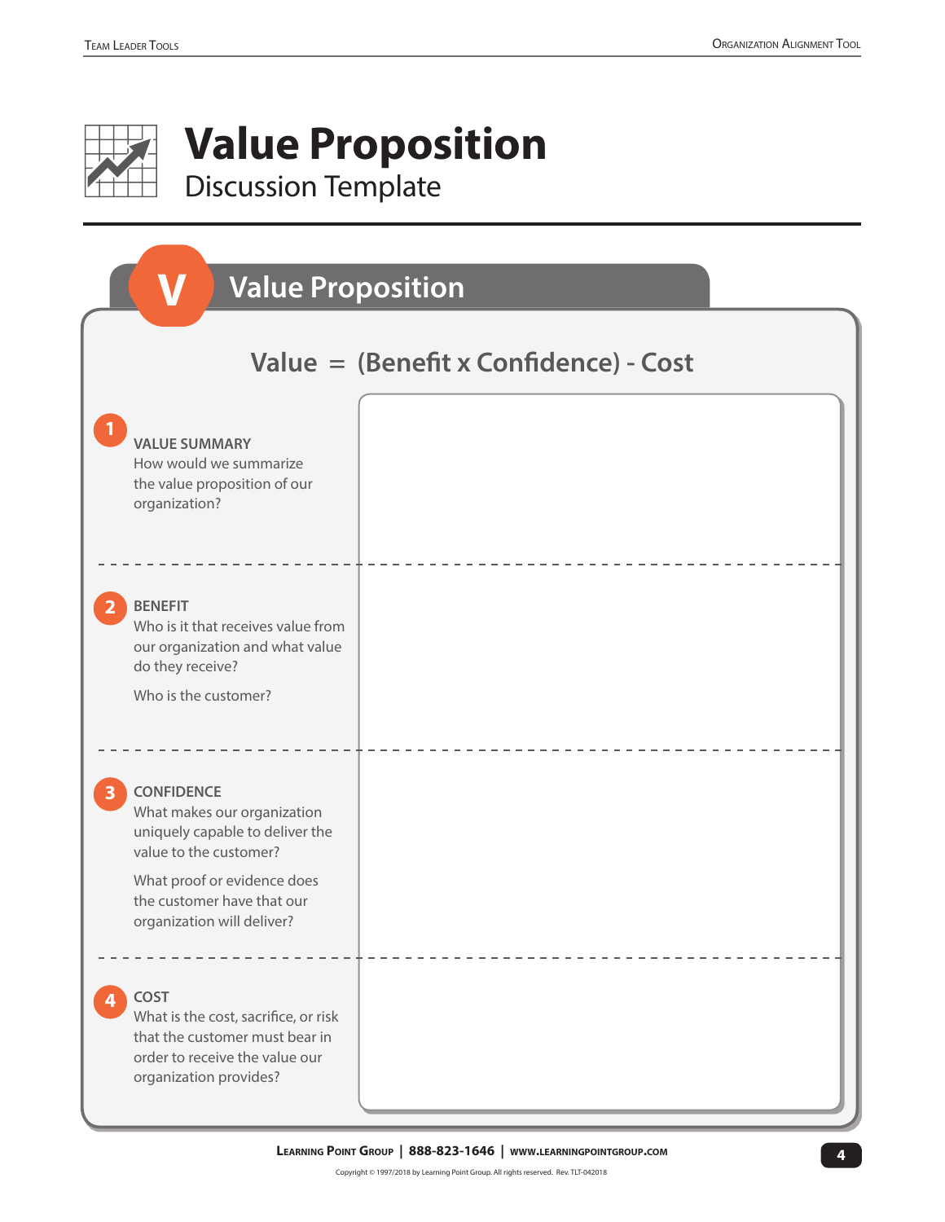# Value Proposition

## Discussion Template

## V Value Proposition

**Value = (Benefit x Confidence) - Cost**

| | |
|---|---|
| **1 VALUE SUMMARY**<br>How would we summarize the value proposition of our organization? | |
| **2 BENEFIT**<br>Who is it that receives value from our organization and what value do they receive?<br><br>Who is the customer? | |
| **3 CONFIDENCE**<br>What makes our organization uniquely capable to deliver the value to the customer?<br><br>What proof or evidence does the customer have that our organization will deliver? | |
| **4 COST**<br>What is the cost, sacrifice, or risk that the customer must bear in order to receive the value our organization provides? | |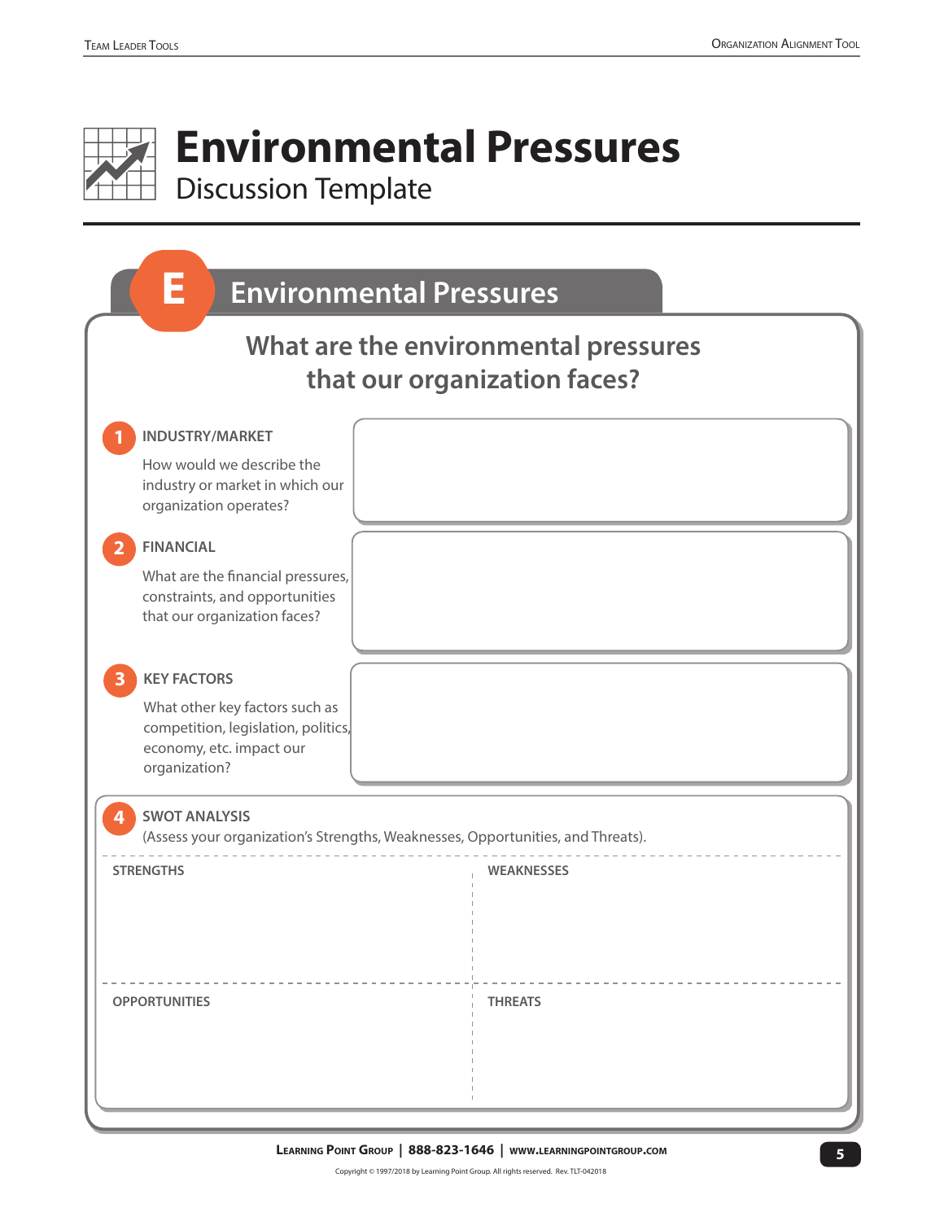# Environmental Pressures

Discussion Template

## E Environmental Pressures

### What are the environmental pressures that our organization faces?

**1 INDUSTRY/MARKET**

How would we describe the industry or market in which our organization operates?

**2 FINANCIAL**

What are the financial pressures, constraints, and opportunities that our organization faces?

**3 KEY FACTORS**

What other key factors such as competition, legislation, politics, economy, etc. impact our organization?

**4 SWOT ANALYSIS**

(Assess your organization's Strengths, Weaknesses, Opportunities, and Threats).

| STRENGTHS | WEAKNESSES |
|---|---|
| | |
| **OPPORTUNITIES** | **THREATS** |
| | |

**Learning Point Group** | **888-823-1646** | **www.learningpointgroup.com**

Copyright © 1997/2018 by Learning Point Group. All rights reserved. Rev. TLT-042018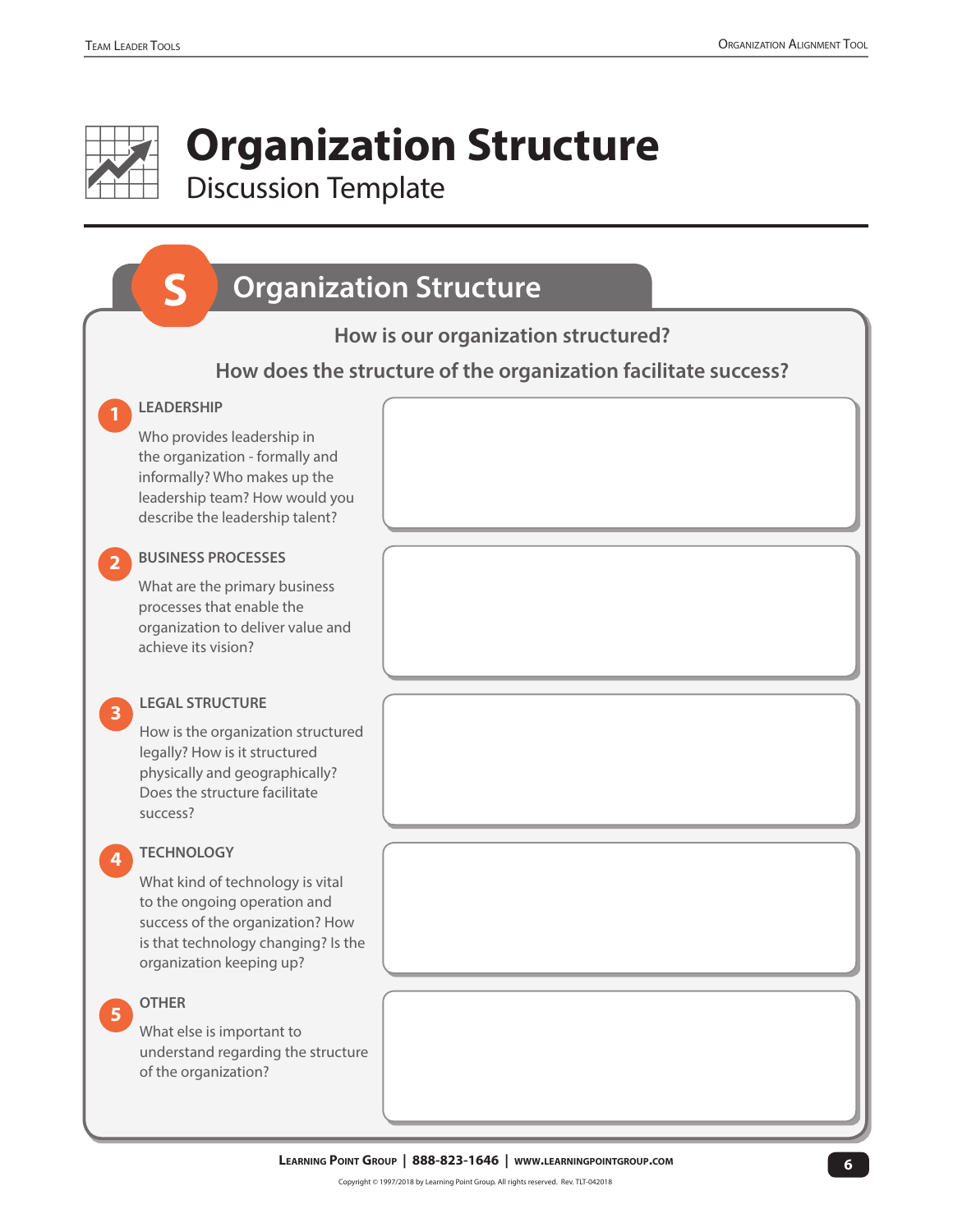# Organization Structure

## Discussion Template

## S Organization Structure

**How is our organization structured?**

**How does the structure of the organization facilitate success?**

**1 LEADERSHIP**

Who provides leadership in the organization - formally and informally? Who makes up the leadership team? How would you describe the leadership talent?

**2 BUSINESS PROCESSES**

What are the primary business processes that enable the organization to deliver value and achieve its vision?

**3 LEGAL STRUCTURE**

How is the organization structured legally? How is it structured physically and geographically? Does the structure facilitate success?

**4 TECHNOLOGY**

What kind of technology is vital to the ongoing operation and success of the organization? How is that technology changing? Is the organization keeping up?

**5 OTHER**

What else is important to understand regarding the structure of the organization?

Learning Point Group | 888-823-1646 | www.learningpointgroup.com

Copyright © 1997/2018 by Learning Point Group. All rights reserved. Rev. TLT-042018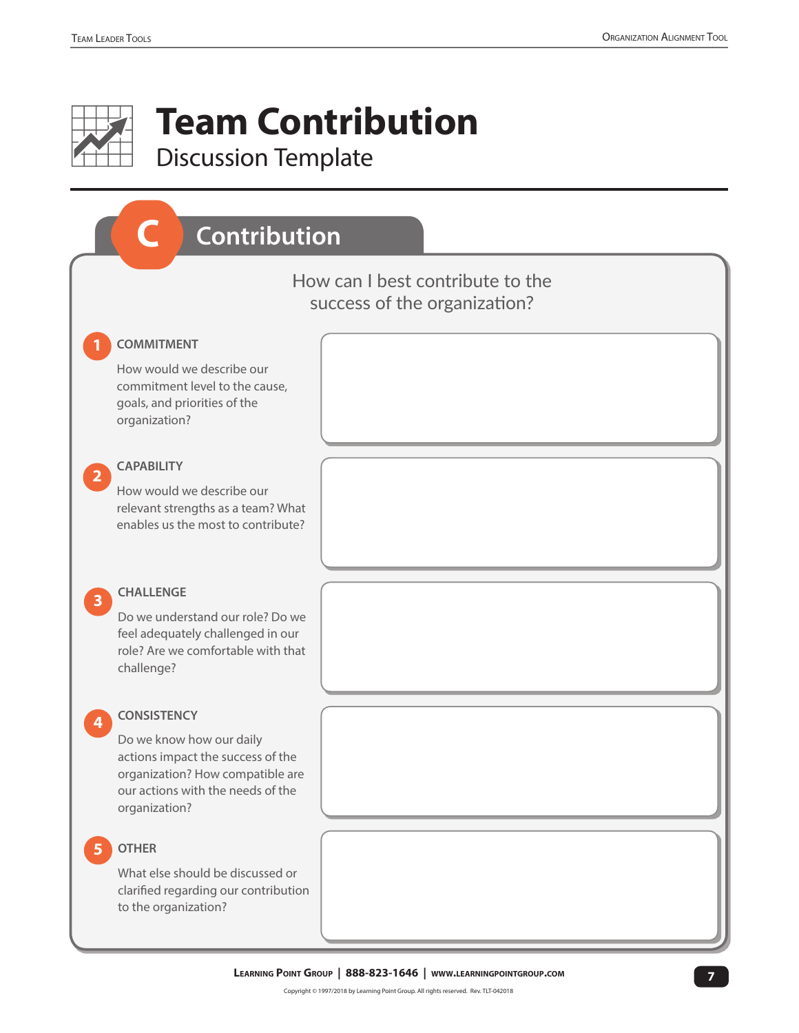# Team Contribution

## Discussion Template

## C Contribution

How can I best contribute to the success of the organization?

**1 COMMITMENT**

How would we describe our commitment level to the cause, goals, and priorities of the organization?

**2 CAPABILITY**

How would we describe our relevant strengths as a team? What enables us the most to contribute?

**3 CHALLENGE**

Do we understand our role? Do we feel adequately challenged in our role? Are we comfortable with that challenge?

**4 CONSISTENCY**

Do we know how our daily actions impact the success of the organization? How compatible are our actions with the needs of the organization?

**5 OTHER**

What else should be discussed or clarified regarding our contribution to the organization?

Learning Point Group | 888-823-1646 | www.learningpointgroup.com

Copyright © 1997/2018 by Learning Point Group. All rights reserved. Rev. TLT-042018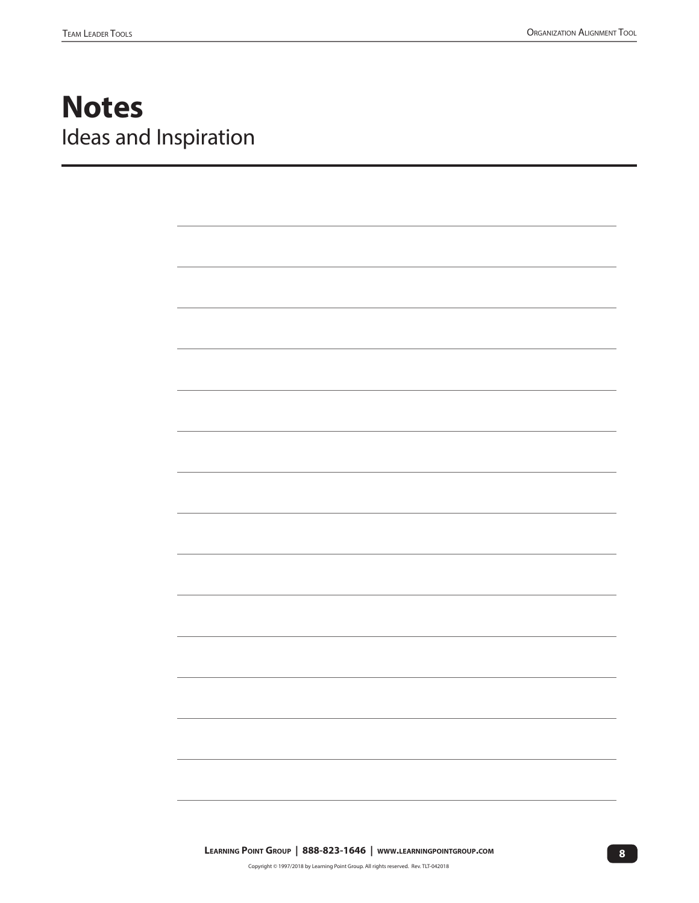# Notes

Ideas and Inspiration